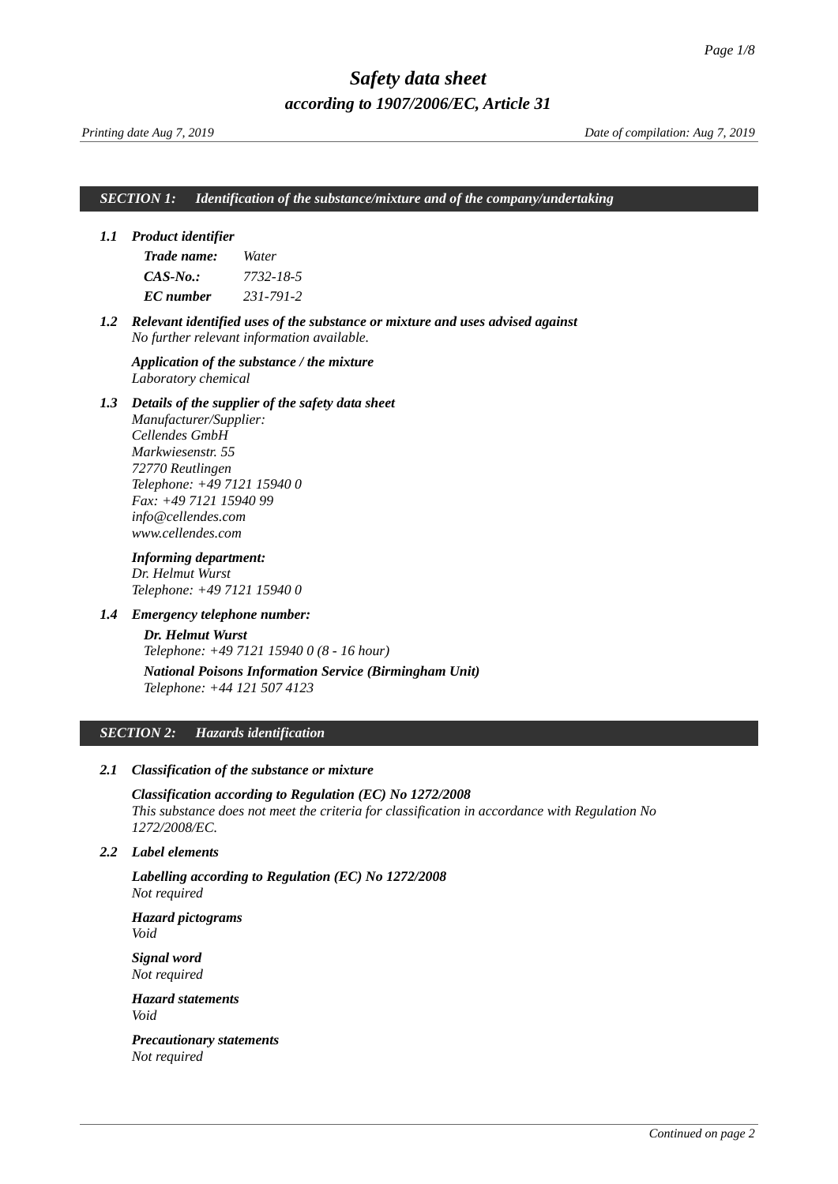# Safety data sheet

## according to 1907/2006/EC, Article 31

*Printing date Aug 7, 2019* — *Date of compilation: Aug 7, 2019*

## SECTION 1: Identification of the substance/mixture and of the company/undertaking

### 1.1 Product identifier

**Trade name:** Water
**CAS-No.:** 7732-18-5
**EC number** 231-791-2

### 1.2 Relevant identified uses of the substance or mixture and uses advised against

No further relevant information available.

**Application of the substance / the mixture**
Laboratory chemical

### 1.3 Details of the supplier of the safety data sheet

Manufacturer/Supplier:
Cellendes GmbH
Markwiesenstr. 55
72770 Reutlingen
Telephone: +49 7121 15940 0
Fax: +49 7121 15940 99
info@cellendes.com
www.cellendes.com

**Informing department:**
Dr. Helmut Wurst
Telephone: +49 7121 15940 0

### 1.4 Emergency telephone number:

**Dr. Helmut Wurst**
Telephone: +49 7121 15940 0 (8 - 16 hour)

**National Poisons Information Service (Birmingham Unit)**
Telephone: +44 121 507 4123

## SECTION 2: Hazards identification

### 2.1 Classification of the substance or mixture

**Classification according to Regulation (EC) No 1272/2008**
This substance does not meet the criteria for classification in accordance with Regulation No 1272/2008/EC.

### 2.2 Label elements

**Labelling according to Regulation (EC) No 1272/2008**
Not required

**Hazard pictograms**
Void

**Signal word**
Not required

**Hazard statements**
Void

**Precautionary statements**
Not required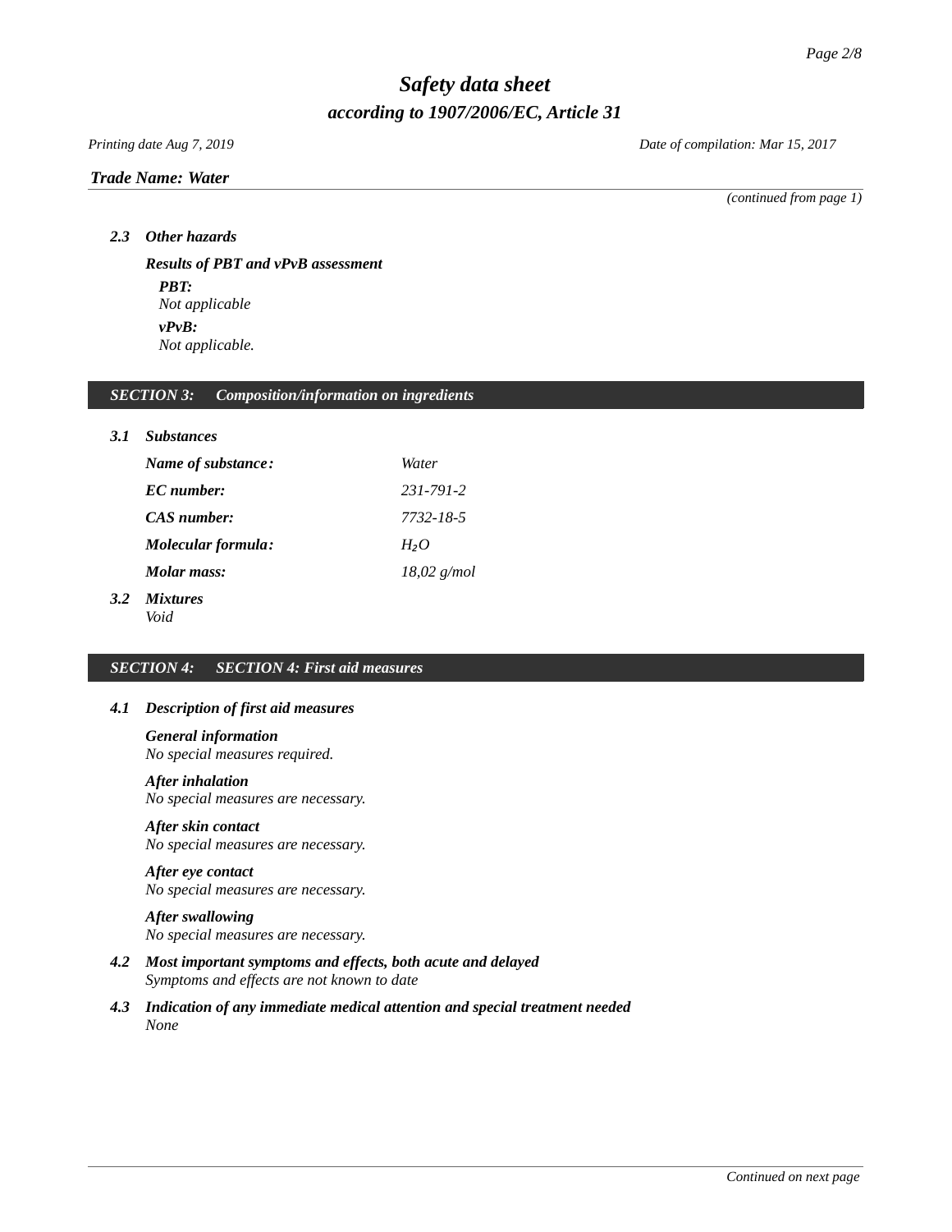*(continued from page 1)*

### 2.3 Other hazards

**Results of PBT and vPvB assessment**

**PBT:**
Not applicable

**vPvB:**
Not applicable.

## SECTION 3: Composition/information on ingredients

### 3.1 Substances

| | |
|---|---|
| **Name of substance:** | Water |
| **EC number:** | 231-791-2 |
| **CAS number:** | 7732-18-5 |
| **Molecular formula:** | $H_2O$ |
| **Molar mass:** | 18,02 g/mol |

### 3.2 Mixtures

Void

## SECTION 4: SECTION 4: First aid measures

### 4.1 Description of first aid measures

**General information**
No special measures required.

**After inhalation**
No special measures are necessary.

**After skin contact**
No special measures are necessary.

**After eye contact**
No special measures are necessary.

**After swallowing**
No special measures are necessary.

### 4.2 Most important symptoms and effects, both acute and delayed

Symptoms and effects are not known to date

### 4.3 Indication of any immediate medical attention and special treatment needed

None

*Continued on next page*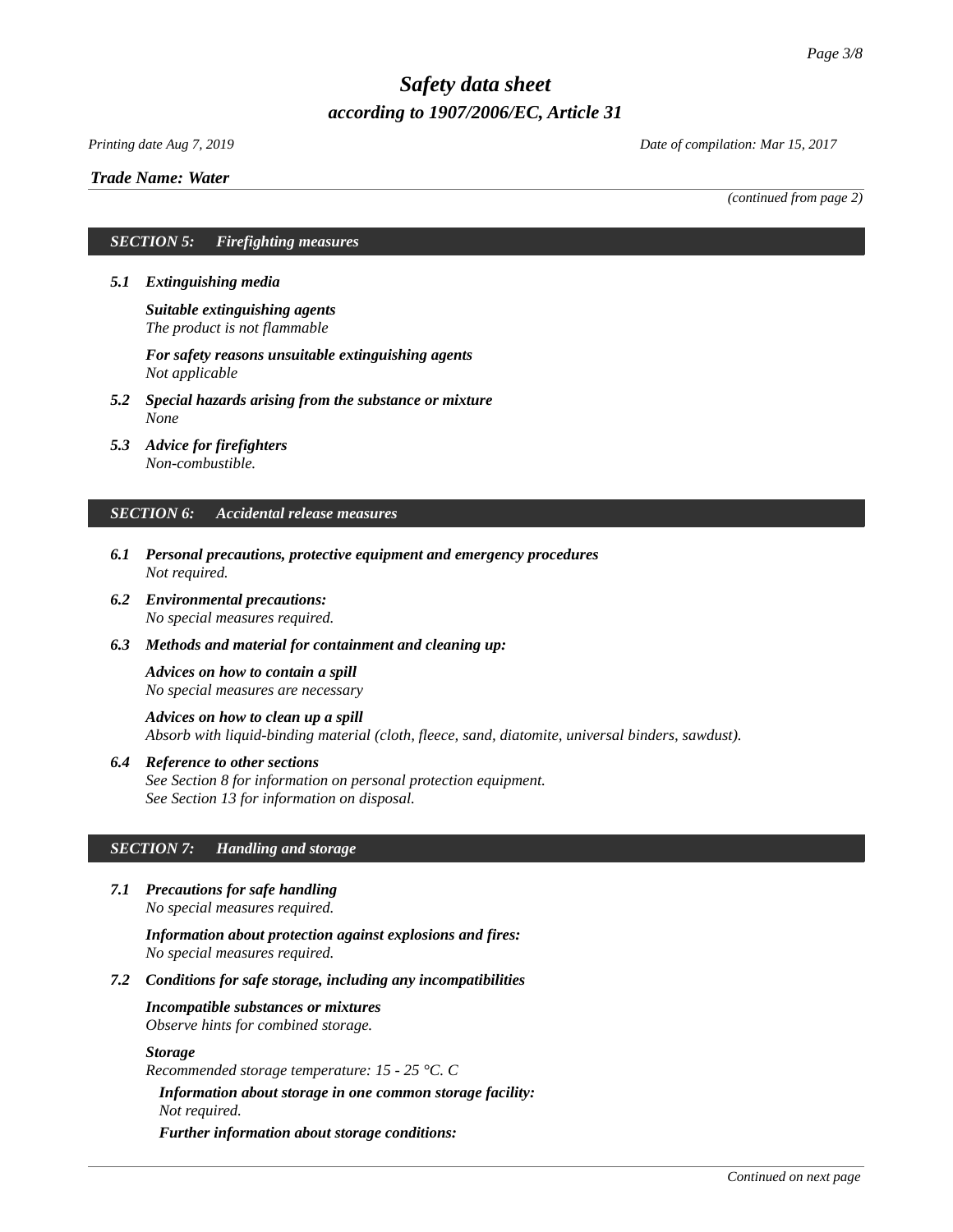*Trade Name: Water*

*(continued from page 2)*

## SECTION 5: Firefighting measures

**5.1 Extinguishing media**

**Suitable extinguishing agents**
The product is not flammable

**For safety reasons unsuitable extinguishing agents**
Not applicable

**5.2 Special hazards arising from the substance or mixture**
None

**5.3 Advice for firefighters**
Non-combustible.

## SECTION 6: Accidental release measures

**6.1 Personal precautions, protective equipment and emergency procedures**
Not required.

**6.2 Environmental precautions:**
No special measures required.

**6.3 Methods and material for containment and cleaning up:**

**Advices on how to contain a spill**
No special measures are necessary

**Advices on how to clean up a spill**
Absorb with liquid-binding material (cloth, fleece, sand, diatomite, universal binders, sawdust).

**6.4 Reference to other sections**
See Section 8 for information on personal protection equipment.
See Section 13 for information on disposal.

## SECTION 7: Handling and storage

**7.1 Precautions for safe handling**
No special measures required.

**Information about protection against explosions and fires:**
No special measures required.

**7.2 Conditions for safe storage, including any incompatibilities**

**Incompatible substances or mixtures**
Observe hints for combined storage.

**Storage**
Recommended storage temperature: 15 - 25 °C. C

**Information about storage in one common storage facility:**
Not required.

**Further information about storage conditions:**

*Continued on next page*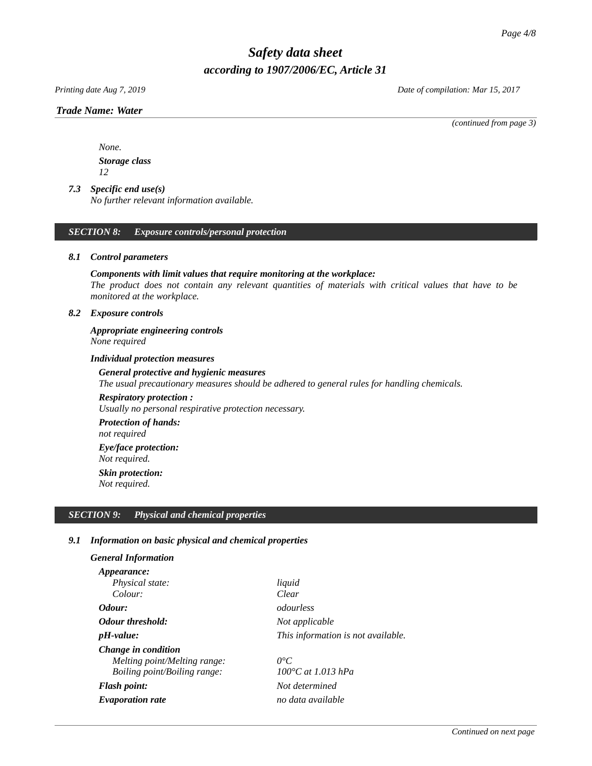*(continued from page 3)*

*None.*

***Storage class***
*12*

***7.3 Specific end use(s)***
*No further relevant information available.*

## *SECTION 8: Exposure controls/personal protection*

### *8.1 Control parameters*

***Components with limit values that require monitoring at the workplace:***
*The product does not contain any relevant quantities of materials with critical values that have to be monitored at the workplace.*

### *8.2 Exposure controls*

***Appropriate engineering controls***
*None required*

***Individual protection measures***

***General protective and hygienic measures***
*The usual precautionary measures should be adhered to general rules for handling chemicals.*

***Respiratory protection :***
*Usually no personal respirative protection necessary.*

***Protection of hands:***
*not required*

***Eye/face protection:***
*Not required.*

***Skin protection:***
*Not required.*

## *SECTION 9: Physical and chemical properties*

### *9.1 Information on basic physical and chemical properties*

***General Information***

| | |
|---|---|
| ***Appearance:*** | |
| *Physical state:* | *liquid* |
| *Colour:* | *Clear* |
| ***Odour:*** | *odourless* |
| ***Odour threshold:*** | *Not applicable* |
| ***pH-value:*** | *This information is not available.* |
| ***Change in condition*** | |
| *Melting point/Melting range:* | *0°C* |
| *Boiling point/Boiling range:* | *100°C at 1.013 hPa* |
| ***Flash point:*** | *Not determined* |
| ***Evaporation rate*** | *no data available* |

*Continued on next page*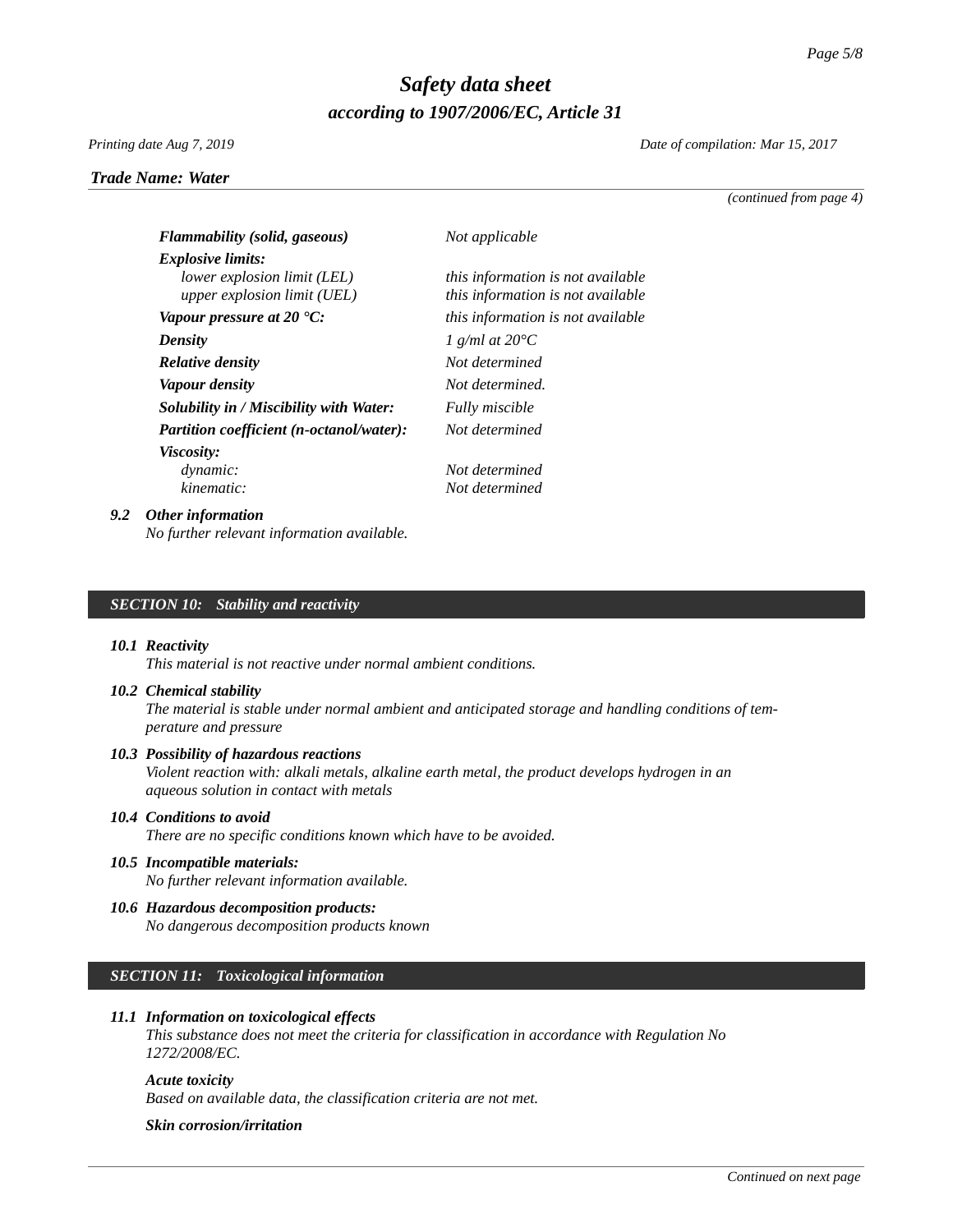*(continued from page 4)*

| | |
|---|---|
| ***Flammability (solid, gaseous)*** | *Not applicable* |
| ***Explosive limits:*** | |
| *lower explosion limit (LEL)* | *this information is not available* |
| *upper explosion limit (UEL)* | *this information is not available* |
| ***Vapour pressure at 20 °C:*** | *this information is not available* |
| ***Density*** | *1 g/ml at 20°C* |
| ***Relative density*** | *Not determined* |
| ***Vapour density*** | *Not determined.* |
| ***Solubility in / Miscibility with Water:*** | *Fully miscible* |
| ***Partition coefficient (n-octanol/water):*** | *Not determined* |
| ***Viscosity:*** | |
| *dynamic:* | *Not determined* |
| *kinematic:* | *Not determined* |

### *9.2 Other information*

*No further relevant information available.*

## *SECTION 10: Stability and reactivity*

### *10.1 Reactivity*

*This material is not reactive under normal ambient conditions.*

### *10.2 Chemical stability*

*The material is stable under normal ambient and anticipated storage and handling conditions of temperature and pressure*

### *10.3 Possibility of hazardous reactions*

*Violent reaction with: alkali metals, alkaline earth metal, the product develops hydrogen in an aqueous solution in contact with metals*

### *10.4 Conditions to avoid*

*There are no specific conditions known which have to be avoided.*

### *10.5 Incompatible materials:*

*No further relevant information available.*

### *10.6 Hazardous decomposition products:*

*No dangerous decomposition products known*

## *SECTION 11: Toxicological information*

### *11.1 Information on toxicological effects*

*This substance does not meet the criteria for classification in accordance with Regulation No 1272/2008/EC.*

***Acute toxicity***

*Based on available data, the classification criteria are not met.*

***Skin corrosion/irritation***

*Continued on next page*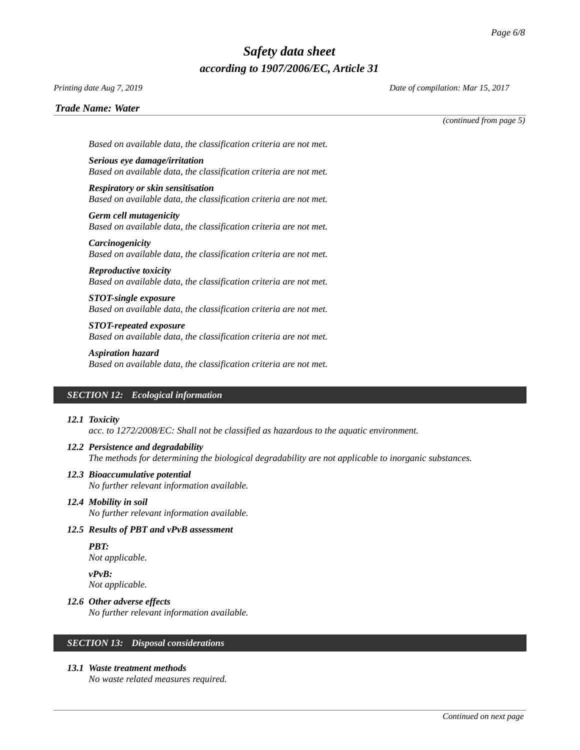*(continued from page 5)*

*Based on available data, the classification criteria are not met.*

***Serious eye damage/irritation***
*Based on available data, the classification criteria are not met.*

***Respiratory or skin sensitisation***
*Based on available data, the classification criteria are not met.*

***Germ cell mutagenicity***
*Based on available data, the classification criteria are not met.*

***Carcinogenicity***
*Based on available data, the classification criteria are not met.*

***Reproductive toxicity***
*Based on available data, the classification criteria are not met.*

***STOT-single exposure***
*Based on available data, the classification criteria are not met.*

***STOT-repeated exposure***
*Based on available data, the classification criteria are not met.*

***Aspiration hazard***
*Based on available data, the classification criteria are not met.*

## *SECTION 12: Ecological information*

***12.1 Toxicity***
*acc. to 1272/2008/EC: Shall not be classified as hazardous to the aquatic environment.*

***12.2 Persistence and degradability***
*The methods for determining the biological degradability are not applicable to inorganic substances.*

***12.3 Bioaccumulative potential***
*No further relevant information available.*

***12.4 Mobility in soil***
*No further relevant information available.*

***12.5 Results of PBT and vPvB assessment***

***PBT:***
*Not applicable.*

***vPvB:***
*Not applicable.*

***12.6 Other adverse effects***
*No further relevant information available.*

## *SECTION 13: Disposal considerations*

***13.1 Waste treatment methods***
*No waste related measures required.*

*Continued on next page*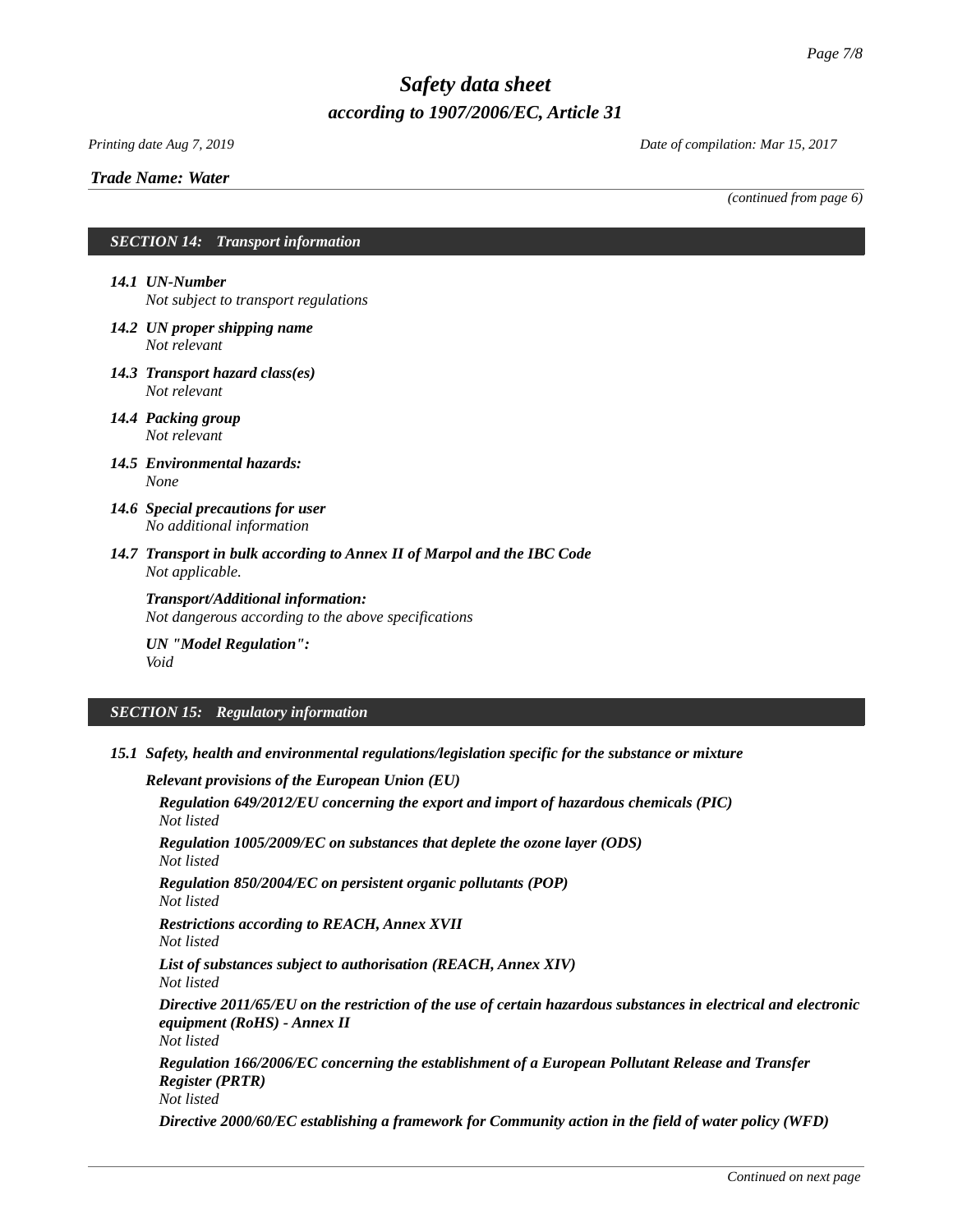*Trade Name: Water*

*(continued from page 6)*

## SECTION 14: Transport information

**14.1 UN-Number**
*Not subject to transport regulations*

**14.2 UN proper shipping name**
*Not relevant*

**14.3 Transport hazard class(es)**
*Not relevant*

**14.4 Packing group**
*Not relevant*

**14.5 Environmental hazards:**
*None*

**14.6 Special precautions for user**
*No additional information*

**14.7 Transport in bulk according to Annex II of Marpol and the IBC Code**
*Not applicable.*

**Transport/Additional information:**
*Not dangerous according to the above specifications*

**UN "Model Regulation":**
*Void*

## SECTION 15: Regulatory information

**15.1 Safety, health and environmental regulations/legislation specific for the substance or mixture**

**Relevant provisions of the European Union (EU)**

**Regulation 649/2012/EU concerning the export and import of hazardous chemicals (PIC)**
*Not listed*

**Regulation 1005/2009/EC on substances that deplete the ozone layer (ODS)**
*Not listed*

**Regulation 850/2004/EC on persistent organic pollutants (POP)**
*Not listed*

**Restrictions according to REACH, Annex XVII**
*Not listed*

**List of substances subject to authorisation (REACH, Annex XIV)**
*Not listed*

**Directive 2011/65/EU on the restriction of the use of certain hazardous substances in electrical and electronic equipment (RoHS) - Annex II**
*Not listed*

**Regulation 166/2006/EC concerning the establishment of a European Pollutant Release and Transfer Register (PRTR)**
*Not listed*

**Directive 2000/60/EC establishing a framework for Community action in the field of water policy (WFD)**

*Continued on next page*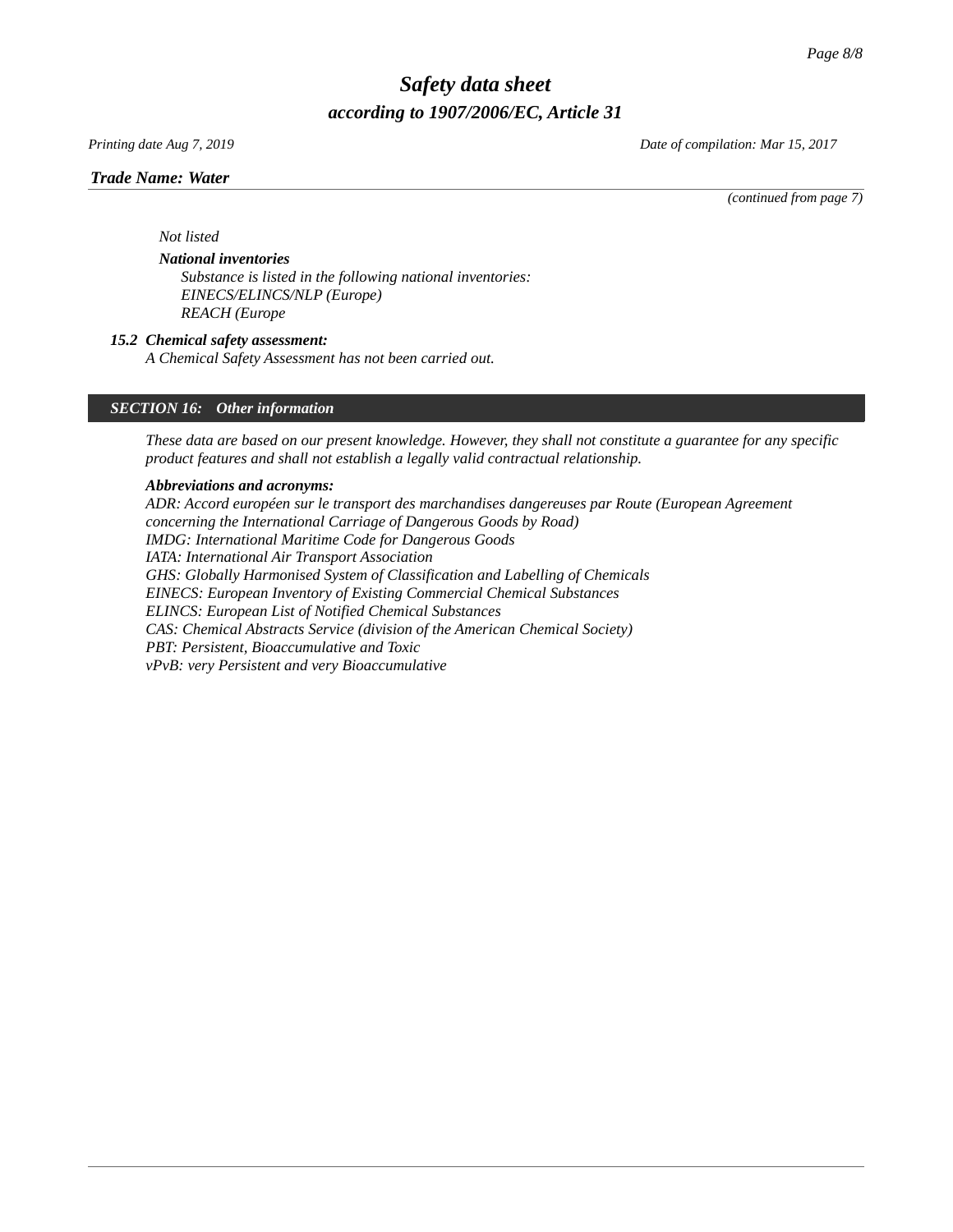*(continued from page 7)*

*Not listed*

***National inventories***

*Substance is listed in the following national inventories:*
*EINECS/ELINCS/NLP (Europe)*
*REACH (Europe*

***15.2 Chemical safety assessment:***

*A Chemical Safety Assessment has not been carried out.*

## *SECTION 16: Other information*

*These data are based on our present knowledge. However, they shall not constitute a guarantee for any specific product features and shall not establish a legally valid contractual relationship.*

***Abbreviations and acronyms:***

*ADR: Accord européen sur le transport des marchandises dangereuses par Route (European Agreement concerning the International Carriage of Dangerous Goods by Road)*
*IMDG: International Maritime Code for Dangerous Goods*
*IATA: International Air Transport Association*
*GHS: Globally Harmonised System of Classification and Labelling of Chemicals*
*EINECS: European Inventory of Existing Commercial Chemical Substances*
*ELINCS: European List of Notified Chemical Substances*
*CAS: Chemical Abstracts Service (division of the American Chemical Society)*
*PBT: Persistent, Bioaccumulative and Toxic*
*vPvB: very Persistent and very Bioaccumulative*